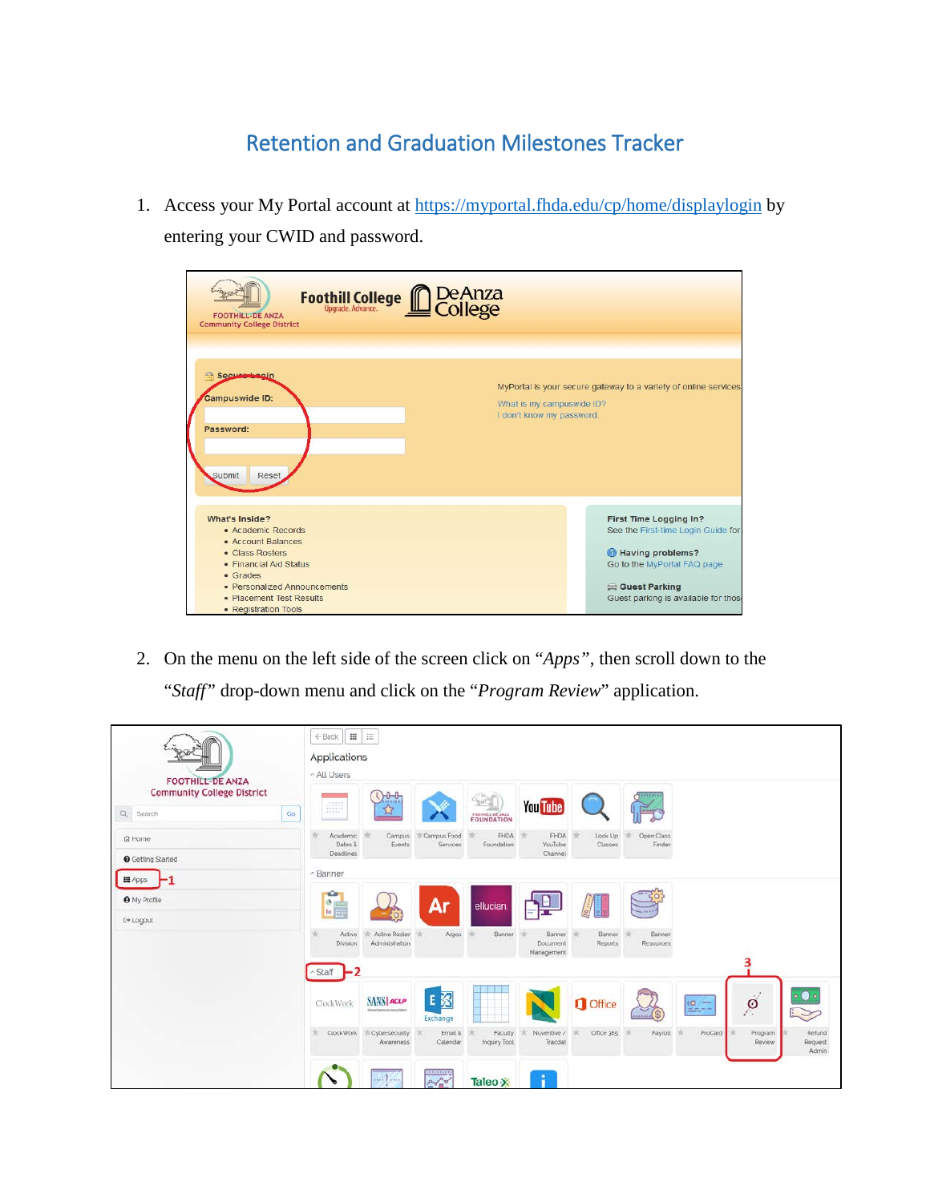# Retention and Graduation Milestones Tracker

1. Access your My Portal account at https://myportal.fhda.edu/cp/home/displaylogin by entering your CWID and password.

2. On the menu on the left side of the screen click on "*Apps*", then scroll down to the "*Staff*" drop-down menu and click on the "*Program Review*" application.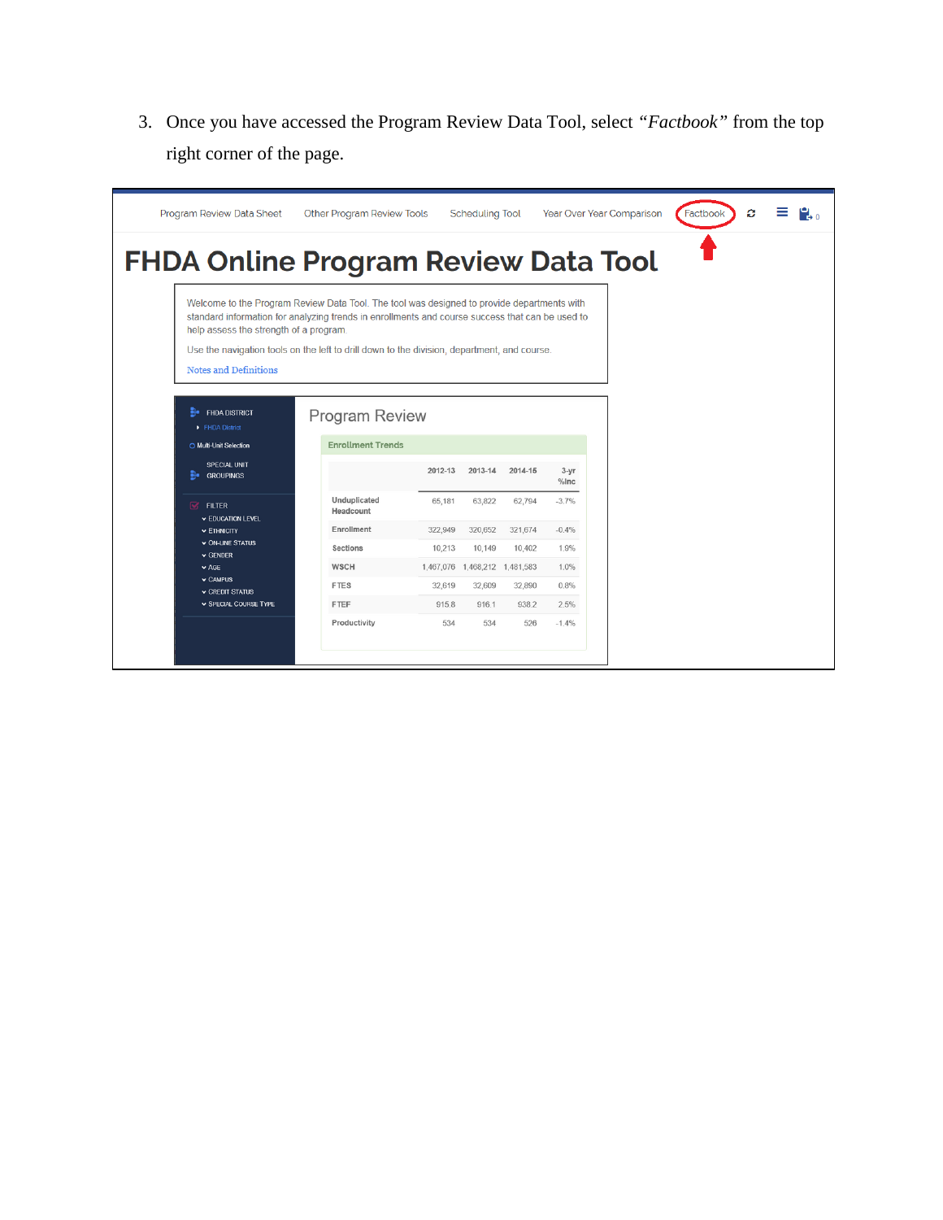3. Once you have accessed the Program Review Data Tool, select *"Factbook"* from the top right corner of the page.

Program Review Data Sheet | Other Program Review Tools | Scheduling Tool | Year Over Year Comparison | Factbook

# FHDA Online Program Review Data Tool

Welcome to the Program Review Data Tool. The tool was designed to provide departments with standard information for analyzing trends in enrollments and course success that can be used to help assess the strength of a program.

Use the navigation tools on the left to drill down to the division, department, and course.

Notes and Definitions

FHDA DISTRICT
- FHDA District

Multi-Unit Selection

SPECIAL UNIT GROUPINGS

FILTER
- EDUCATION LEVEL
- ETHNICITY
- ON-LINE STATUS
- GENDER
- AGE
- CAMPUS
- CREDIT STATUS
- SPECIAL COURSE TYPE

## Program Review

Enrollment Trends

| | 2012-13 | 2013-14 | 2014-15 | 3-yr %Inc |
|---|---|---|---|---|
| Unduplicated Headcount | 65,181 | 63,822 | 62,794 | -3.7% |
| Enrollment | 322,949 | 320,652 | 321,674 | -0.4% |
| Sections | 10,213 | 10,149 | 10,402 | 1.9% |
| WSCH | 1,467,076 | 1,468,212 | 1,481,583 | 1.0% |
| FTES | 32,619 | 32,609 | 32,890 | 0.8% |
| FTEF | 915.8 | 916.1 | 938.2 | 2.5% |
| Productivity | 534 | 534 | 526 | -1.4% |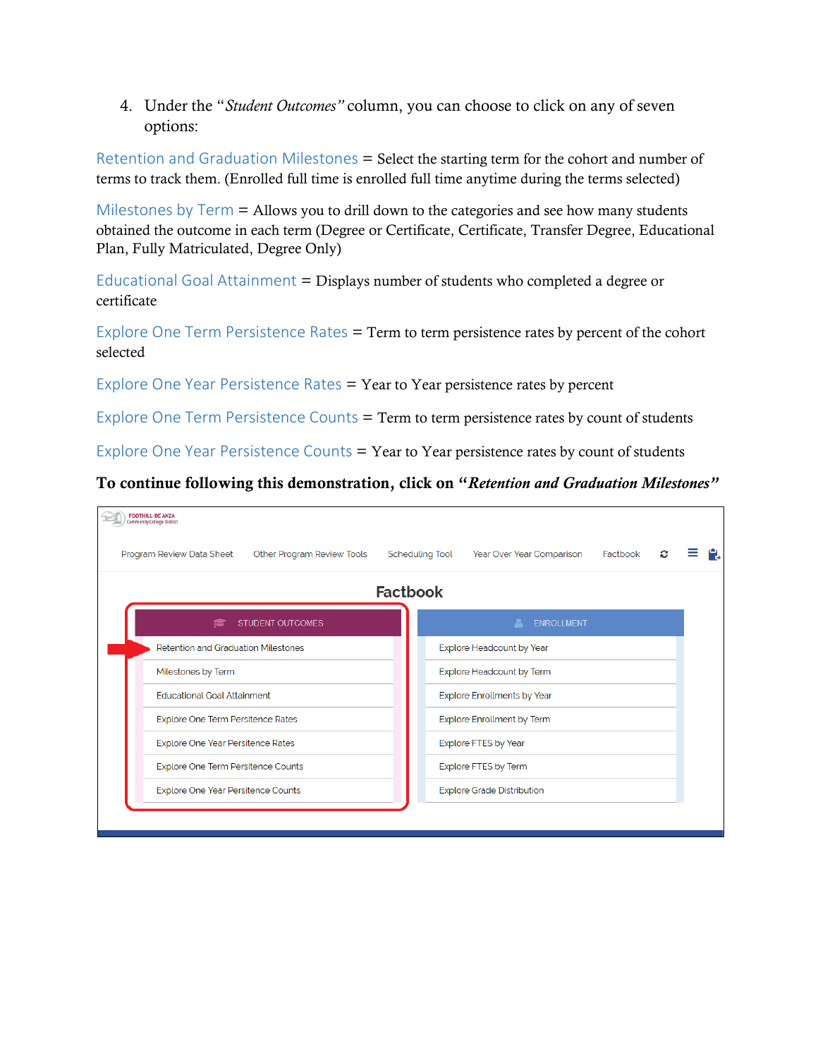4. Under the "*Student Outcomes*" column, you can choose to click on any of seven options:

Retention and Graduation Milestones = Select the starting term for the cohort and number of terms to track them. (Enrolled full time is enrolled full time anytime during the terms selected)

Milestones by Term = Allows you to drill down to the categories and see how many students obtained the outcome in each term (Degree or Certificate, Certificate, Transfer Degree, Educational Plan, Fully Matriculated, Degree Only)

Educational Goal Attainment = Displays number of students who completed a degree or certificate

Explore One Term Persistence Rates = Term to term persistence rates by percent of the cohort selected

Explore One Year Persistence Rates = Year to Year persistence rates by percent

Explore One Term Persistence Counts = Term to term persistence rates by count of students

Explore One Year Persistence Counts = Year to Year persistence rates by count of students

**To continue following this demonstration, click on "*Retention and Graduation Milestones*"**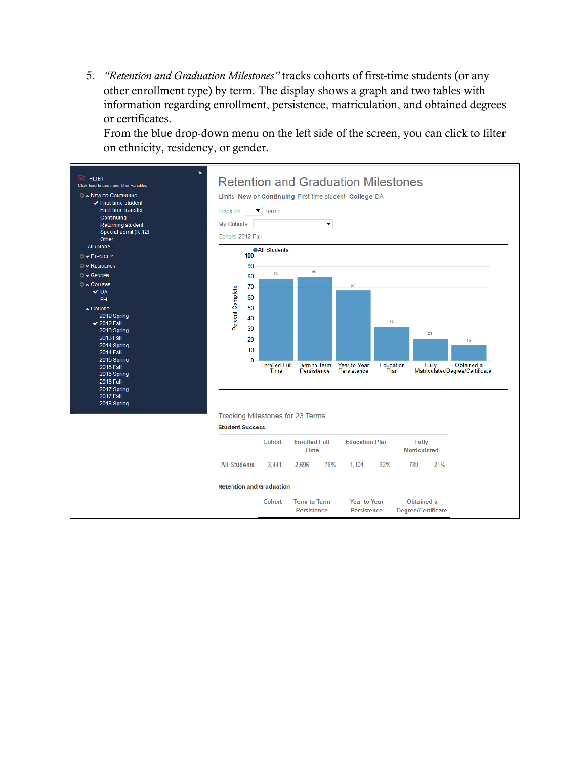5. *"Retention and Graduation Milestones"* tracks cohorts of first-time students (or any other enrollment type) by term. The display shows a graph and two tables with information regarding enrollment, persistence, matriculation, and obtained degrees or certificates.
   From the blue drop-down menu on the left side of the screen, you can click to filter on ethnicity, residency, or gender.

FILTER
Click here to see more filter variables

- New or Continuing
  - ✔ First-time student
  - First-time transfer
  - Continuing
  - Returning student
  - Special admit (K-12)
  - Other
  - All / None
- Ethnicity
- Residency
- Gender
- College
  - ✔ DA
  - FH
- Cohort
  - 2012 Spring
  - ✔ 2012 Fall
  - 2013 Spring
  - 2013 Fall
  - 2014 Spring
  - 2014 Fall
  - 2015 Spring
  - 2015 Fall
  - 2016 Spring
  - 2016 Fall
  - 2017 Spring
  - 2017 Fall
  - 2018 Spring

## Retention and Graduation Milestones

Limits: **New or Continuing** First-time student **College** DA

Track for [ ] terms

My Cohorts: [ ]

Cohort: 2012 Fall

All Students

| Milestone | Percent Complete |
|---|---|
| Enrolled Full Time | 78 |
| Term to Term Persistence | 80 |
| Year to Year Persistence | 67 |
| Education Plan | 32 |
| Fully Matriculated | 21 |
| Obtained a Degree/Certificate | 15 |

Tracking Milestones for 23 Terms

**Student Success**

| | Cohort | Enrolled Full Time | | Education Plan | | Fully Matriculated | |
|---|---|---|---|---|---|---|---|
| All Students | 3,441 | 2,696 | 78% | 1,104 | 32% | 739 | 21% |

**Retention and Graduation**

| | Cohort | Term to Term Persistence | Year to Year Persistence | Obtained a Degree/Certificate |
|---|---|---|---|---|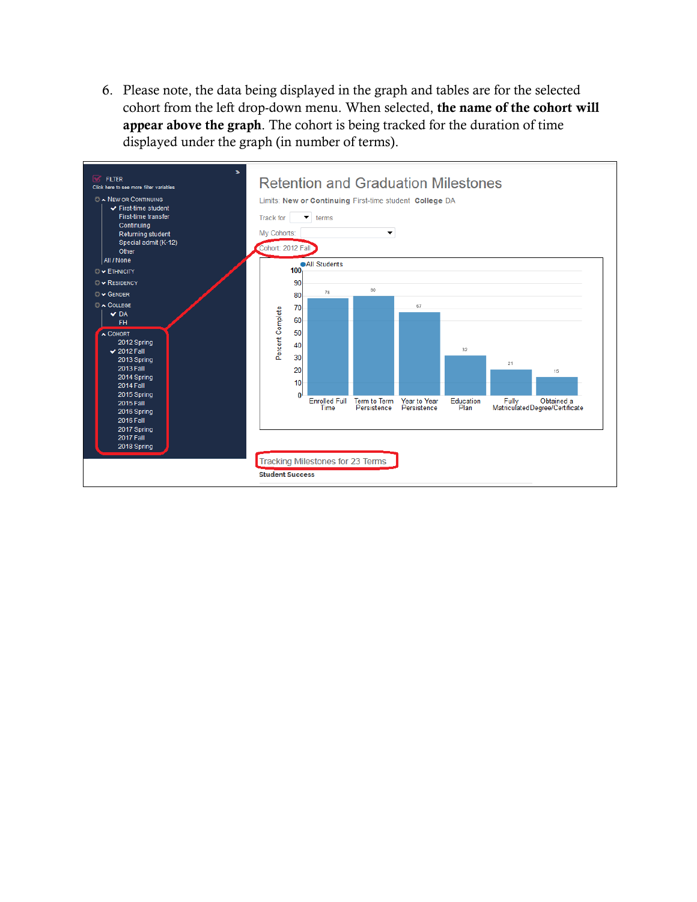6. Please note, the data being displayed in the graph and tables are for the selected cohort from the left drop-down menu. When selected, **the name of the cohort will appear above the graph**. The cohort is being tracked for the duration of time displayed under the graph (in number of terms).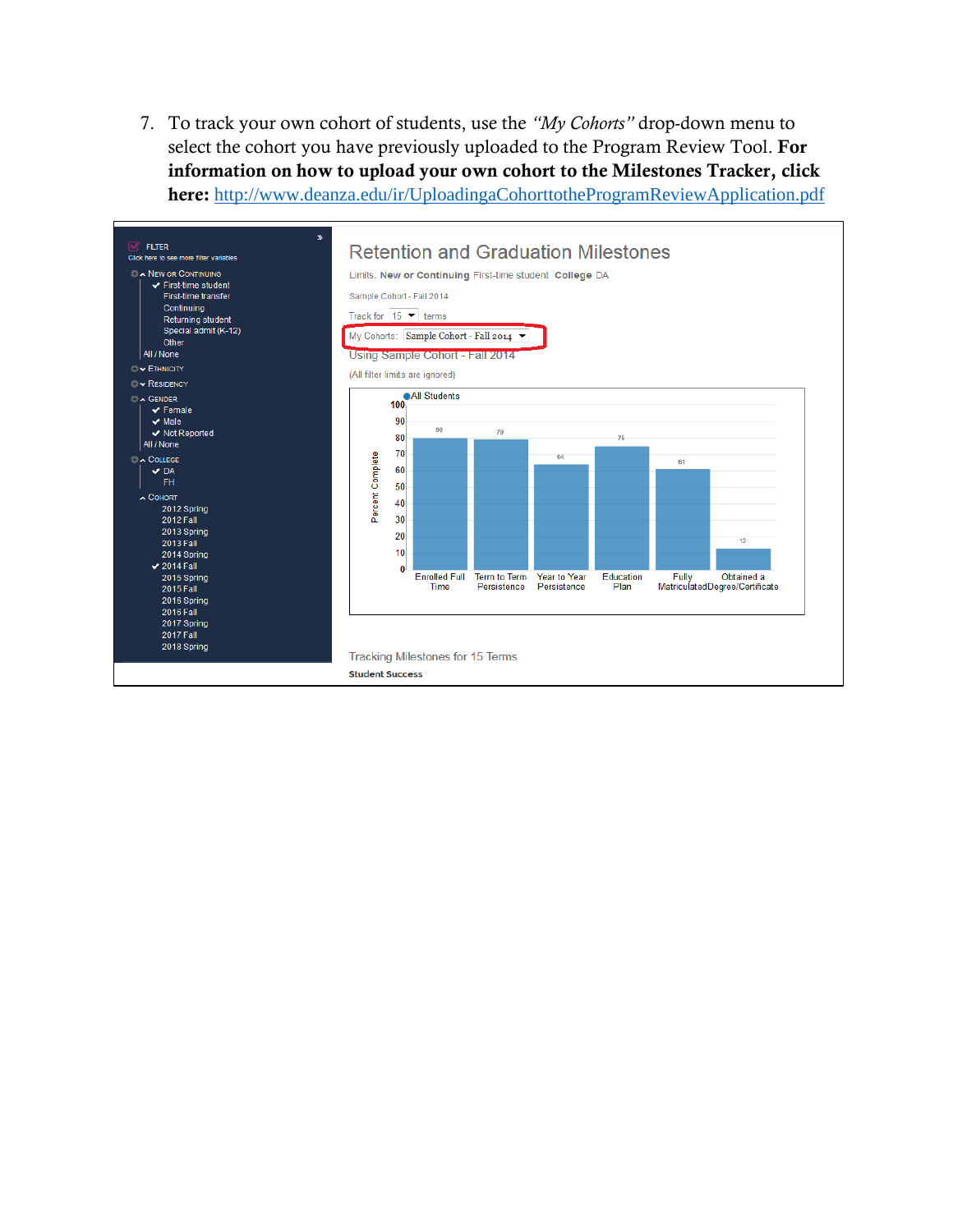7. To track your own cohort of students, use the *"My Cohorts"* drop-down menu to select the cohort you have previously uploaded to the Program Review Tool. **For information on how to upload your own cohort to the Milestones Tracker, click here:** http://www.deanza.edu/ir/UploadingaCohorttotheProgramReviewApplication.pdf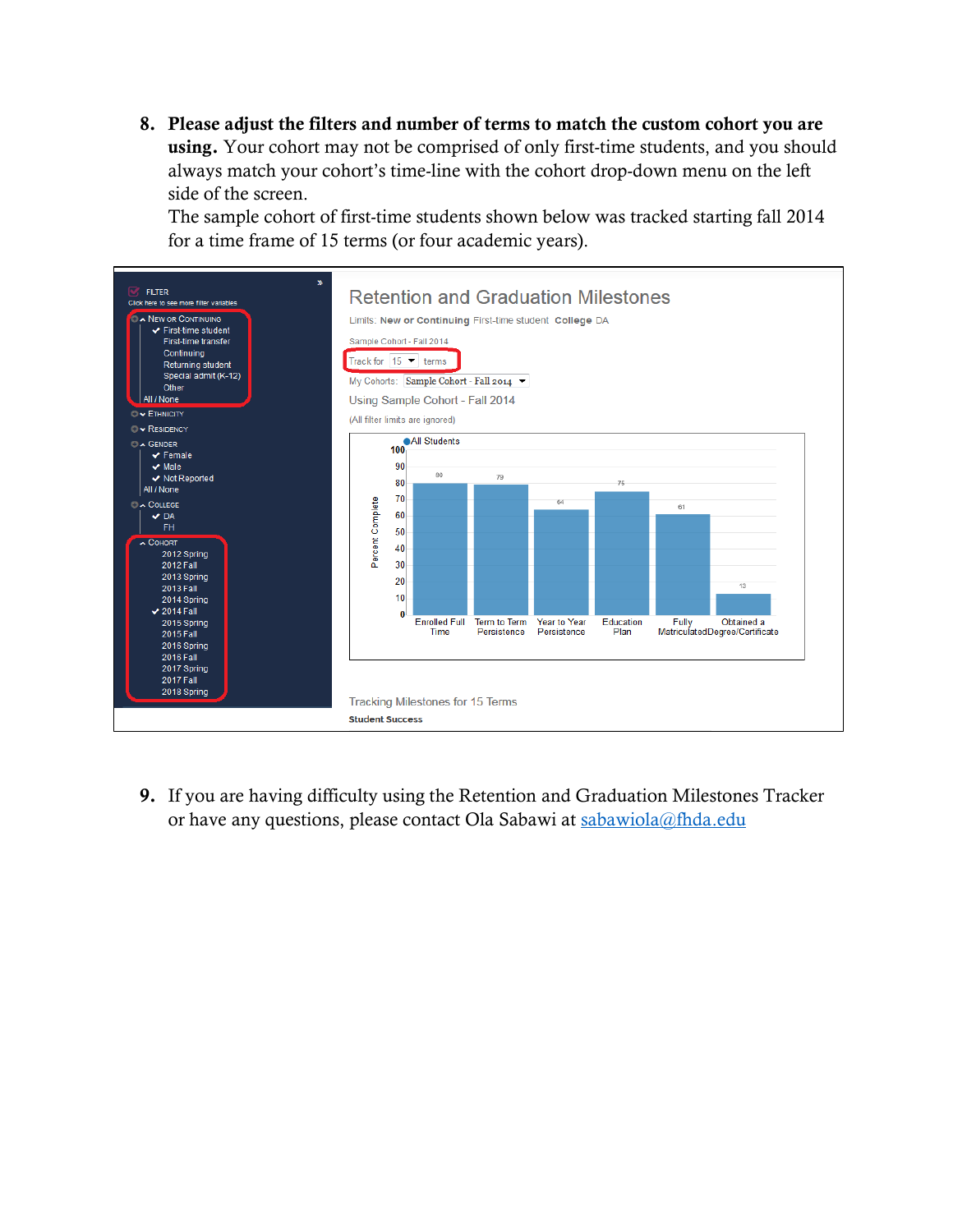8. **Please adjust the filters and number of terms to match the custom cohort you are using.** Your cohort may not be comprised of only first-time students, and you should always match your cohort's time-line with the cohort drop-down menu on the left side of the screen.
   The sample cohort of first-time students shown below was tracked starting fall 2014 for a time frame of 15 terms (or four academic years).

FILTER
Click here to see more filter variables
New or Continuing
First-time student
First-time transfer
Continuing
Returning student
Special admit (K-12)
Other
All / None
Ethnicity
Residency
Gender
Female
Male
Not Reported
All / None
College
DA
FH
Cohort
2012 Spring
2012 Fall
2013 Spring
2013 Fall
2014 Spring
2014 Fall
2015 Spring
2015 Fall
2016 Spring
2016 Fall
2017 Spring
2017 Fall
2018 Spring

Retention and Graduation Milestones
Limits: New or Continuing First-time student College DA
Sample Cohort - Fall 2014
Track for 15 terms
My Cohorts: Sample Cohort - Fall 2014
Using Sample Cohort - Fall 2014
(All filter limits are ignored)

All Students
Percent Complete
100
90
80
70
60
50
40
30
20
10
0
80
79
64
75
61
13
Enrolled Full Time
Term to Term Persistence
Year to Year Persistence
Education Plan
Fully Matriculated
Obtained a Degree/Certificate

Tracking Milestones for 15 Terms
Student Success

9. If you are having difficulty using the Retention and Graduation Milestones Tracker or have any questions, please contact Ola Sabawi at sabawiola@fhda.edu